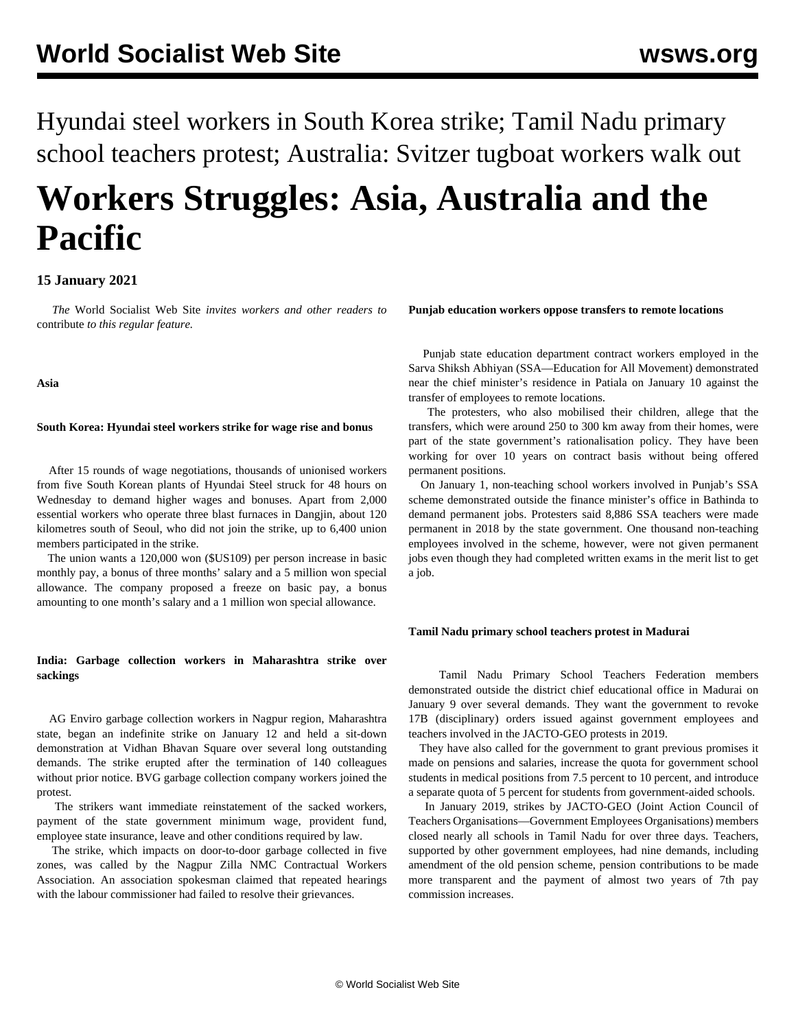Hyundai steel workers in South Korea strike; Tamil Nadu primary school teachers protest; Australia: Svitzer tugboat workers walk out

# Workers Struggles: Asia, Australia and the Pacific

**15 January 2021**

*The* World Socialist Web Site *invites workers and other readers to* contribute *to this regular feature.*

**Asia**

**South Korea: Hyundai steel workers strike for wage rise and bonus**

After 15 rounds of wage negotiations, thousands of unionised workers from five South Korean plants of Hyundai Steel struck for 48 hours on Wednesday to demand higher wages and bonuses. Apart from 2,000 essential workers who operate three blast furnaces in Dangjin, about 120 kilometres south of Seoul, who did not join the strike, up to 6,400 union members participated in the strike.

The union wants a 120,000 won ($US109) per person increase in basic monthly pay, a bonus of three months' salary and a 5 million won special allowance. The company proposed a freeze on basic pay, a bonus amounting to one month's salary and a 1 million won special allowance.

**India: Garbage collection workers in Maharashtra strike over sackings**

AG Enviro garbage collection workers in Nagpur region, Maharashtra state, began an indefinite strike on January 12 and held a sit-down demonstration at Vidhan Bhavan Square over several long outstanding demands. The strike erupted after the termination of 140 colleagues without prior notice. BVG garbage collection company workers joined the protest.

The strikers want immediate reinstatement of the sacked workers, payment of the state government minimum wage, provident fund, employee state insurance, leave and other conditions required by law.

The strike, which impacts on door-to-door garbage collected in five zones, was called by the Nagpur Zilla NMC Contractual Workers Association. An association spokesman claimed that repeated hearings with the labour commissioner had failed to resolve their grievances.

**Punjab education workers oppose transfers to remote locations**

Punjab state education department contract workers employed in the Sarva Shiksh Abhiyan (SSA—Education for All Movement) demonstrated near the chief minister's residence in Patiala on January 10 against the transfer of employees to remote locations.

The protesters, who also mobilised their children, allege that the transfers, which were around 250 to 300 km away from their homes, were part of the state government's rationalisation policy. They have been working for over 10 years on contract basis without being offered permanent positions.

On January 1, non-teaching school workers involved in Punjab's SSA scheme demonstrated outside the finance minister's office in Bathinda to demand permanent jobs. Protesters said 8,886 SSA teachers were made permanent in 2018 by the state government. One thousand non-teaching employees involved in the scheme, however, were not given permanent jobs even though they had completed written exams in the merit list to get a job.

**Tamil Nadu primary school teachers protest in Madurai**

Tamil Nadu Primary School Teachers Federation members demonstrated outside the district chief educational office in Madurai on January 9 over several demands. They want the government to revoke 17B (disciplinary) orders issued against government employees and teachers involved in the JACTO-GEO protests in 2019.

They have also called for the government to grant previous promises it made on pensions and salaries, increase the quota for government school students in medical positions from 7.5 percent to 10 percent, and introduce a separate quota of 5 percent for students from government-aided schools.

In January 2019, strikes by JACTO-GEO (Joint Action Council of Teachers Organisations—Government Employees Organisations) members closed nearly all schools in Tamil Nadu for over three days. Teachers, supported by other government employees, had nine demands, including amendment of the old pension scheme, pension contributions to be made more transparent and the payment of almost two years of 7th pay commission increases.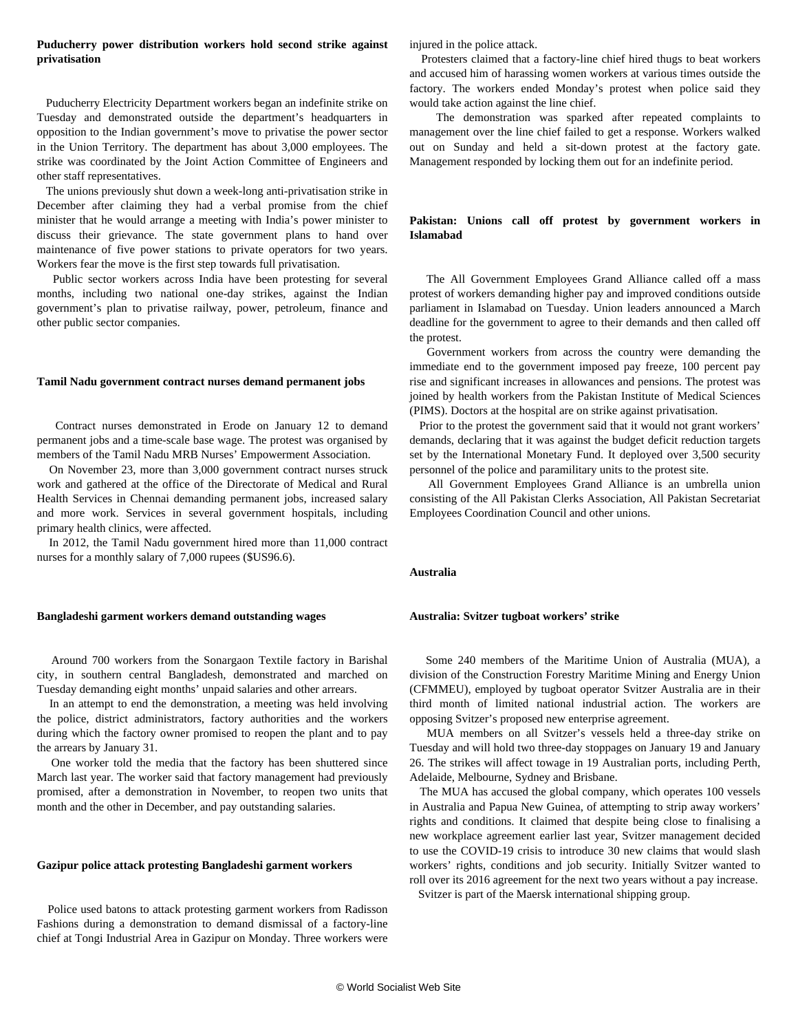**Puducherry power distribution workers hold second strike against privatisation**

Puducherry Electricity Department workers began an indefinite strike on Tuesday and demonstrated outside the department's headquarters in opposition to the Indian government's move to privatise the power sector in the Union Territory. The department has about 3,000 employees. The strike was coordinated by the Joint Action Committee of Engineers and other staff representatives.

The unions previously shut down a week-long anti-privatisation strike in December after claiming they had a verbal promise from the chief minister that he would arrange a meeting with India's power minister to discuss their grievance. The state government plans to hand over maintenance of five power stations to private operators for two years. Workers fear the move is the first step towards full privatisation.

Public sector workers across India have been protesting for several months, including two national one-day strikes, against the Indian government's plan to privatise railway, power, petroleum, finance and other public sector companies.

**Tamil Nadu government contract nurses demand permanent jobs**

Contract nurses demonstrated in Erode on January 12 to demand permanent jobs and a time-scale base wage. The protest was organised by members of the Tamil Nadu MRB Nurses' Empowerment Association.

On November 23, more than 3,000 government contract nurses struck work and gathered at the office of the Directorate of Medical and Rural Health Services in Chennai demanding permanent jobs, increased salary and more work. Services in several government hospitals, including primary health clinics, were affected.

In 2012, the Tamil Nadu government hired more than 11,000 contract nurses for a monthly salary of 7,000 rupees ($US96.6).

**Bangladeshi garment workers demand outstanding wages**

Around 700 workers from the Sonargaon Textile factory in Barishal city, in southern central Bangladesh, demonstrated and marched on Tuesday demanding eight months' unpaid salaries and other arrears.

In an attempt to end the demonstration, a meeting was held involving the police, district administrators, factory authorities and the workers during which the factory owner promised to reopen the plant and to pay the arrears by January 31.

One worker told the media that the factory has been shuttered since March last year. The worker said that factory management had previously promised, after a demonstration in November, to reopen two units that month and the other in December, and pay outstanding salaries.

**Gazipur police attack protesting Bangladeshi garment workers**

Police used batons to attack protesting garment workers from Radisson Fashions during a demonstration to demand dismissal of a factory-line chief at Tongi Industrial Area in Gazipur on Monday. Three workers were injured in the police attack.

Protesters claimed that a factory-line chief hired thugs to beat workers and accused him of harassing women workers at various times outside the factory. The workers ended Monday's protest when police said they would take action against the line chief.

The demonstration was sparked after repeated complaints to management over the line chief failed to get a response. Workers walked out on Sunday and held a sit-down protest at the factory gate. Management responded by locking them out for an indefinite period.

**Pakistan: Unions call off protest by government workers in Islamabad**

The All Government Employees Grand Alliance called off a mass protest of workers demanding higher pay and improved conditions outside parliament in Islamabad on Tuesday. Union leaders announced a March deadline for the government to agree to their demands and then called off the protest.

Government workers from across the country were demanding the immediate end to the government imposed pay freeze, 100 percent pay rise and significant increases in allowances and pensions. The protest was joined by health workers from the Pakistan Institute of Medical Sciences (PIMS). Doctors at the hospital are on strike against privatisation.

Prior to the protest the government said that it would not grant workers' demands, declaring that it was against the budget deficit reduction targets set by the International Monetary Fund. It deployed over 3,500 security personnel of the police and paramilitary units to the protest site.

All Government Employees Grand Alliance is an umbrella union consisting of the All Pakistan Clerks Association, All Pakistan Secretariat Employees Coordination Council and other unions.

**Australia**

**Australia: Svitzer tugboat workers' strike**

Some 240 members of the Maritime Union of Australia (MUA), a division of the Construction Forestry Maritime Mining and Energy Union (CFMMEU), employed by tugboat operator Svitzer Australia are in their third month of limited national industrial action. The workers are opposing Svitzer's proposed new enterprise agreement.

MUA members on all Svitzer's vessels held a three-day strike on Tuesday and will hold two three-day stoppages on January 19 and January 26. The strikes will affect towage in 19 Australian ports, including Perth, Adelaide, Melbourne, Sydney and Brisbane.

The MUA has accused the global company, which operates 100 vessels in Australia and Papua New Guinea, of attempting to strip away workers' rights and conditions. It claimed that despite being close to finalising a new workplace agreement earlier last year, Svitzer management decided to use the COVID-19 crisis to introduce 30 new claims that would slash workers' rights, conditions and job security. Initially Svitzer wanted to roll over its 2016 agreement for the next two years without a pay increase.

Svitzer is part of the Maersk international shipping group.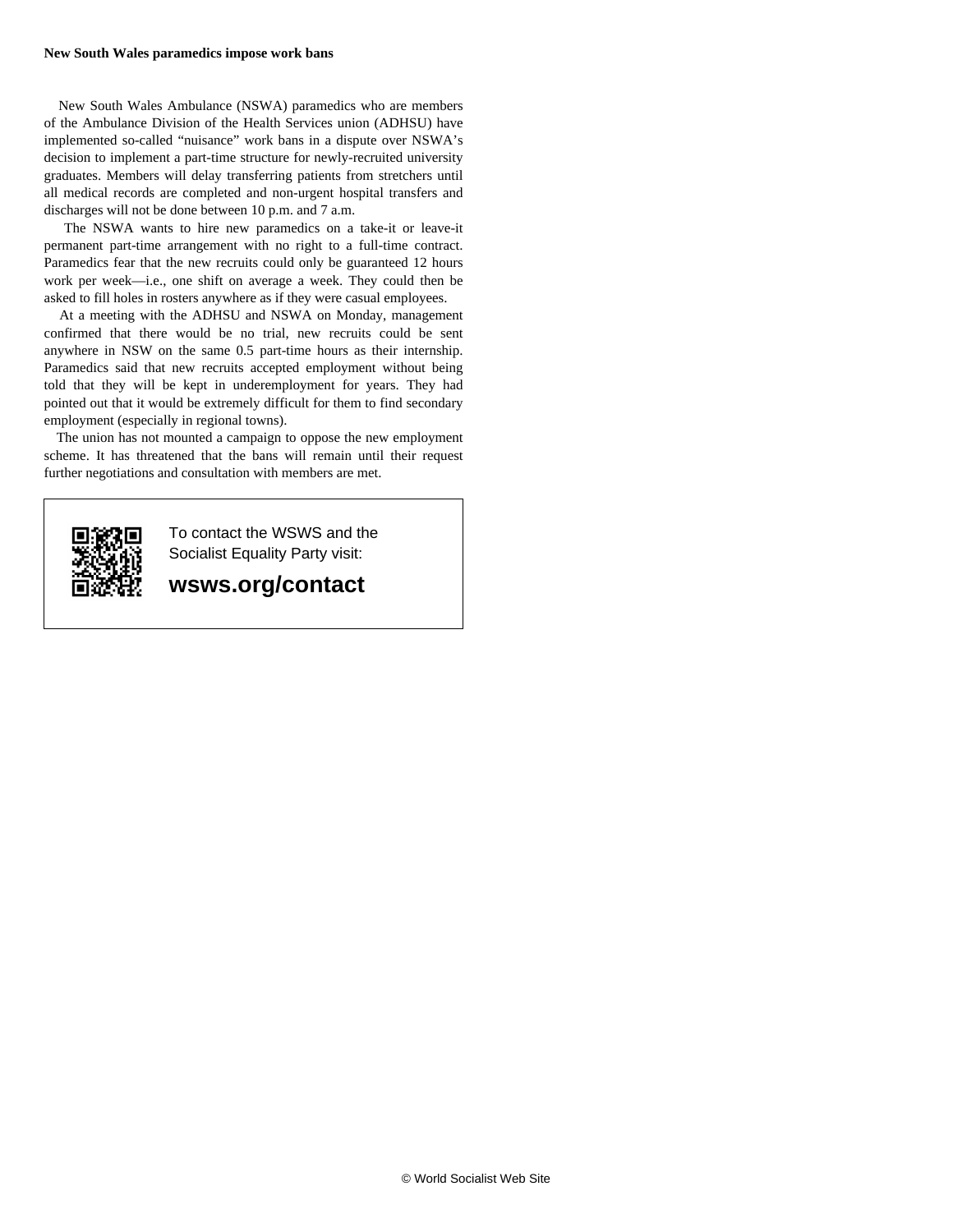**New South Wales paramedics impose work bans**

New South Wales Ambulance (NSWA) paramedics who are members of the Ambulance Division of the Health Services union (ADHSU) have implemented so-called "nuisance" work bans in a dispute over NSWA's decision to implement a part-time structure for newly-recruited university graduates. Members will delay transferring patients from stretchers until all medical records are completed and non-urgent hospital transfers and discharges will not be done between 10 p.m. and 7 a.m.

The NSWA wants to hire new paramedics on a take-it or leave-it permanent part-time arrangement with no right to a full-time contract. Paramedics fear that the new recruits could only be guaranteed 12 hours work per week—i.e., one shift on average a week. They could then be asked to fill holes in rosters anywhere as if they were casual employees.

At a meeting with the ADHSU and NSWA on Monday, management confirmed that there would be no trial, new recruits could be sent anywhere in NSW on the same 0.5 part-time hours as their internship. Paramedics said that new recruits accepted employment without being told that they will be kept in underemployment for years. They had pointed out that it would be extremely difficult for them to find secondary employment (especially in regional towns).

The union has not mounted a campaign to oppose the new employment scheme. It has threatened that the bans will remain until their request further negotiations and consultation with members are met.

To contact the WSWS and the Socialist Equality Party visit:

**wsws.org/contact**